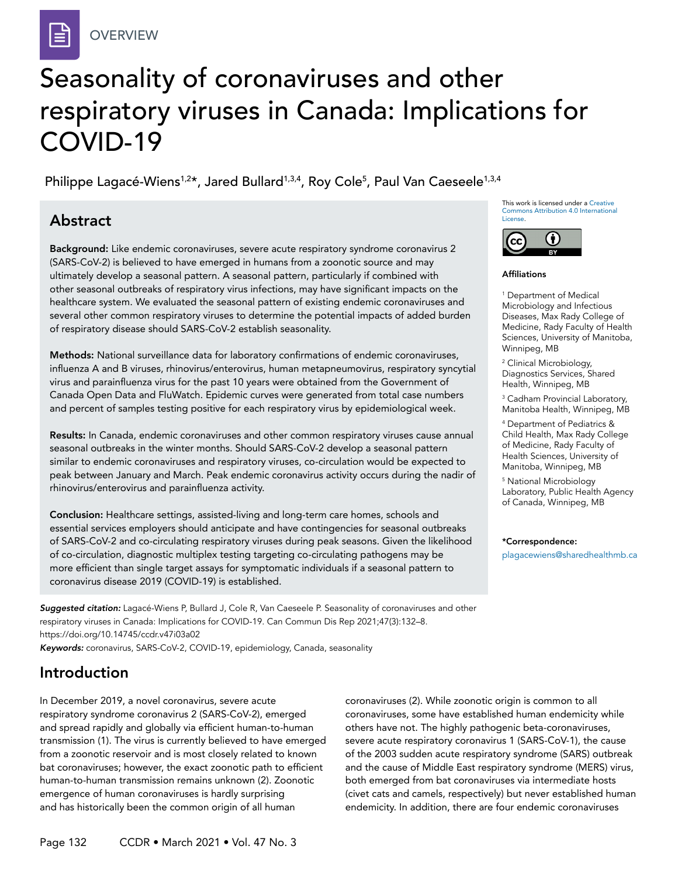OVERVIEW

# Seasonality of coronaviruses and other respiratory viruses in Canada: Implications for COVID-19

Philippe Lagacé-Wiens[1,2]*, Jared Bullard[1,3,4], Roy Cole[5], Paul Van Caeseele[1,3,4]

This work is licensed under a Creative Commons Attribution 4.0 International License.

## Abstract

**Background:** Like endemic coronaviruses, severe acute respiratory syndrome coronavirus 2 (SARS-CoV-2) is believed to have emerged in humans from a zoonotic source and may ultimately develop a seasonal pattern. A seasonal pattern, particularly if combined with other seasonal outbreaks of respiratory virus infections, may have significant impacts on the healthcare system. We evaluated the seasonal pattern of existing endemic coronaviruses and several other common respiratory viruses to determine the potential impacts of added burden of respiratory disease should SARS-CoV-2 establish seasonality.

**Methods:** National surveillance data for laboratory confirmations of endemic coronaviruses, influenza A and B viruses, rhinovirus/enterovirus, human metapneumovirus, respiratory syncytial virus and parainfluenza virus for the past 10 years were obtained from the Government of Canada Open Data and FluWatch. Epidemic curves were generated from total case numbers and percent of samples testing positive for each respiratory virus by epidemiological week.

**Results:** In Canada, endemic coronaviruses and other common respiratory viruses cause annual seasonal outbreaks in the winter months. Should SARS-CoV-2 develop a seasonal pattern similar to endemic coronaviruses and respiratory viruses, co-circulation would be expected to peak between January and March. Peak endemic coronavirus activity occurs during the nadir of rhinovirus/enterovirus and parainfluenza activity.

**Conclusion:** Healthcare settings, assisted-living and long-term care homes, schools and essential services employers should anticipate and have contingencies for seasonal outbreaks of SARS-CoV-2 and co-circulating respiratory viruses during peak seasons. Given the likelihood of co-circulation, diagnostic multiplex testing targeting co-circulating pathogens may be more efficient than single target assays for symptomatic individuals if a seasonal pattern to coronavirus disease 2019 (COVID-19) is established.

### Affiliations

[1] Department of Medical Microbiology and Infectious Diseases, Max Rady College of Medicine, Rady Faculty of Health Sciences, University of Manitoba, Winnipeg, MB

[2] Clinical Microbiology, Diagnostics Services, Shared Health, Winnipeg, MB

[3] Cadham Provincial Laboratory, Manitoba Health, Winnipeg, MB

[4] Department of Pediatrics & Child Health, Max Rady College of Medicine, Rady Faculty of Health Sciences, University of Manitoba, Winnipeg, MB

[5] National Microbiology Laboratory, Public Health Agency of Canada, Winnipeg, MB

***Correspondence:**
plagacewiens@sharedhealthmb.ca

***Suggested citation:*** Lagacé-Wiens P, Bullard J, Cole R, Van Caeseele P. Seasonality of coronaviruses and other respiratory viruses in Canada: Implications for COVID-19. Can Commun Dis Rep 2021;47(3):132–8. https://doi.org/10.14745/ccdr.v47i03a02

***Keywords:*** coronavirus, SARS-CoV-2, COVID-19, epidemiology, Canada, seasonality

## Introduction

In December 2019, a novel coronavirus, severe acute respiratory syndrome coronavirus 2 (SARS-CoV-2), emerged and spread rapidly and globally via efficient human-to-human transmission (1). The virus is currently believed to have emerged from a zoonotic source and is most closely related to known bat coronaviruses; however, the exact zoonotic path to efficient human-to-human transmission remains unknown (2). Zoonotic emergence of human coronaviruses is hardly surprising and has historically been the common origin of all human coronaviruses (2). While zoonotic origin is common to all coronaviruses, some have established human endemicity while others have not. The highly pathogenic beta-coronaviruses, severe acute respiratory coronavirus 1 (SARS-CoV-1), the cause of the 2003 sudden acute respiratory syndrome (SARS) outbreak and the cause of Middle East respiratory syndrome (MERS) virus, both emerged from bat coronaviruses via intermediate hosts (civet cats and camels, respectively) but never established human endemicity. In addition, there are four endemic coronaviruses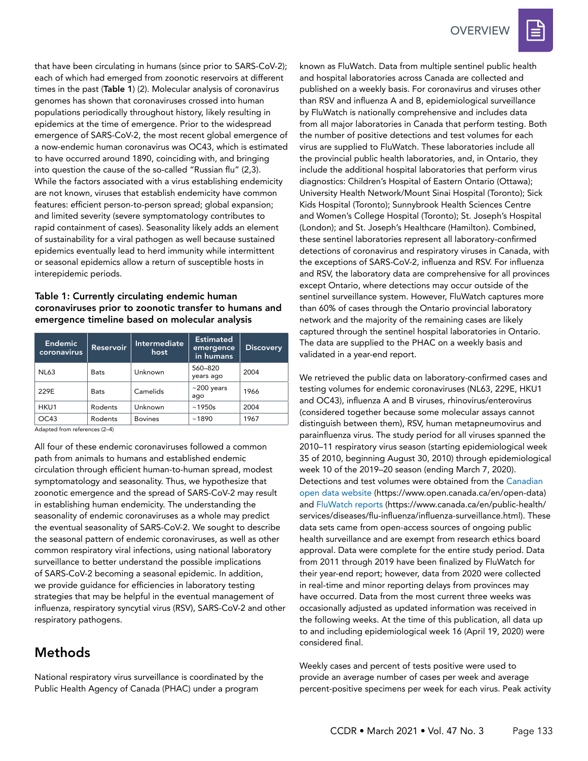that have been circulating in humans (since prior to SARS-CoV-2); each of which had emerged from zoonotic reservoirs at different times in the past (**Table 1**) (2). Molecular analysis of coronavirus genomes has shown that coronaviruses crossed into human populations periodically throughout history, likely resulting in epidemics at the time of emergence. Prior to the widespread emergence of SARS-CoV-2, the most recent global emergence of a now-endemic human coronavirus was OC43, which is estimated to have occurred around 1890, coinciding with, and bringing into question the cause of the so-called "Russian flu" (2,3). While the factors associated with a virus establishing endemicity are not known, viruses that establish endemicity have common features: efficient person-to-person spread; global expansion; and limited severity (severe symptomatology contributes to rapid containment of cases). Seasonality likely adds an element of sustainability for a viral pathogen as well because sustained epidemics eventually lead to herd immunity while intermittent or seasonal epidemics allow a return of susceptible hosts in interepidemic periods.

**Table 1: Currently circulating endemic human coronaviruses prior to zoonotic transfer to humans and emergence timeline based on molecular analysis**

| Endemic coronavirus | Reservoir | Intermediate host | Estimated emergence in humans | Discovery |
|---|---|---|---|---|
| NL63 | Bats | Unknown | 560–820 years ago | 2004 |
| 229E | Bats | Camelids | ~200 years ago | 1966 |
| HKU1 | Rodents | Unknown | ~1950s | 2004 |
| OC43 | Rodents | Bovines | ~1890 | 1967 |

Adapted from references (2–4)

All four of these endemic coronaviruses followed a common path from animals to humans and established endemic circulation through efficient human-to-human spread, modest symptomatology and seasonality. Thus, we hypothesize that zoonotic emergence and the spread of SARS-CoV-2 may result in establishing human endemicity. The understanding the seasonality of endemic coronaviruses as a whole may predict the eventual seasonality of SARS-CoV-2. We sought to describe the seasonal pattern of endemic coronaviruses, as well as other common respiratory viral infections, using national laboratory surveillance to better understand the possible implications of SARS-CoV-2 becoming a seasonal epidemic. In addition, we provide guidance for efficiencies in laboratory testing strategies that may be helpful in the eventual management of influenza, respiratory syncytial virus (RSV), SARS-CoV-2 and other respiratory pathogens.

## Methods

National respiratory virus surveillance is coordinated by the Public Health Agency of Canada (PHAC) under a program known as FluWatch. Data from multiple sentinel public health and hospital laboratories across Canada are collected and published on a weekly basis. For coronavirus and viruses other than RSV and influenza A and B, epidemiological surveillance by FluWatch is nationally comprehensive and includes data from all major laboratories in Canada that perform testing. Both the number of positive detections and test volumes for each virus are supplied to FluWatch. These laboratories include all the provincial public health laboratories, and, in Ontario, they include the additional hospital laboratories that perform virus diagnostics: Children's Hospital of Eastern Ontario (Ottawa); University Health Network/Mount Sinai Hospital (Toronto); Sick Kids Hospital (Toronto); Sunnybrook Health Sciences Centre and Women's College Hospital (Toronto); St. Joseph's Hospital (London); and St. Joseph's Healthcare (Hamilton). Combined, these sentinel laboratories represent all laboratory-confirmed detections of coronavirus and respiratory viruses in Canada, with the exceptions of SARS-CoV-2, influenza and RSV. For influenza and RSV, the laboratory data are comprehensive for all provinces except Ontario, where detections may occur outside of the sentinel surveillance system. However, FluWatch captures more than 60% of cases through the Ontario provincial laboratory network and the majority of the remaining cases are likely captured through the sentinel hospital laboratories in Ontario. The data are supplied to the PHAC on a weekly basis and validated in a year-end report.

We retrieved the public data on laboratory-confirmed cases and testing volumes for endemic coronaviruses (NL63, 229E, HKU1 and OC43), influenza A and B viruses, rhinovirus/enterovirus (considered together because some molecular assays cannot distinguish between them), RSV, human metapneumovirus and parainfluenza virus. The study period for all viruses spanned the 2010–11 respiratory virus season (starting epidemiological week 35 of 2010, beginning August 30, 2010) through epidemiological week 10 of the 2019–20 season (ending March 7, 2020). Detections and test volumes were obtained from the Canadian open data website (https://www.open.canada.ca/en/open-data) and FluWatch reports (https://www.canada.ca/en/public-health/services/diseases/flu-influenza/influenza-surveillance.html). These data sets came from open-access sources of ongoing public health surveillance and are exempt from research ethics board approval. Data were complete for the entire study period. Data from 2011 through 2019 have been finalized by FluWatch for their year-end report; however, data from 2020 were collected in real-time and minor reporting delays from provinces may have occurred. Data from the most current three weeks was occasionally adjusted as updated information was received in the following weeks. At the time of this publication, all data up to and including epidemiological week 16 (April 19, 2020) were considered final.

Weekly cases and percent of tests positive were used to provide an average number of cases per week and average percent-positive specimens per week for each virus. Peak activity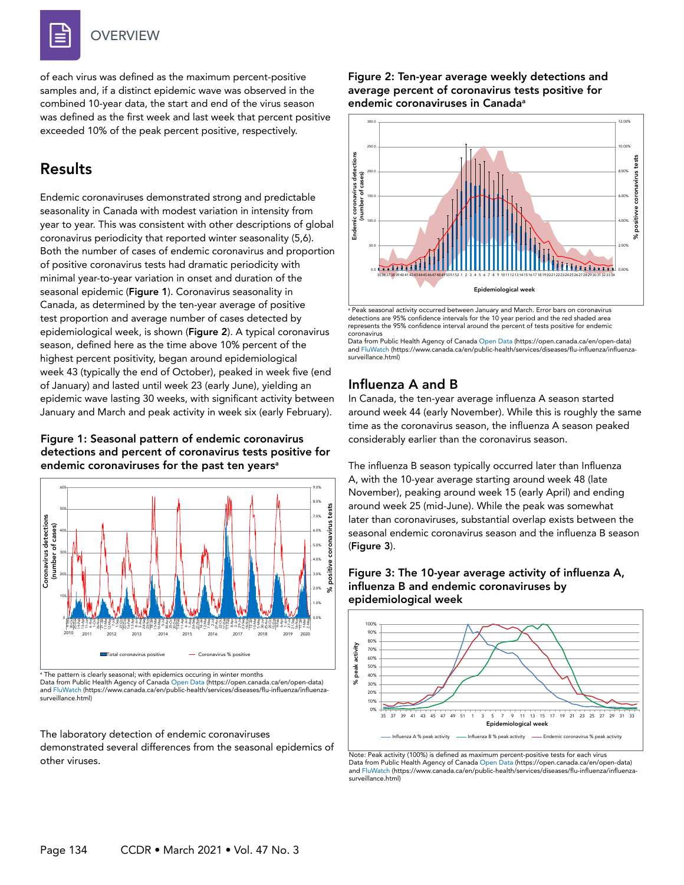of each virus was defined as the maximum percent-positive samples and, if a distinct epidemic wave was observed in the combined 10-year data, the start and end of the virus season was defined as the first week and last week that percent positive exceeded 10% of the peak percent positive, respectively.

## Results

Endemic coronaviruses demonstrated strong and predictable seasonality in Canada with modest variation in intensity from year to year. This was consistent with other descriptions of global coronavirus periodicity that reported winter seasonality (5,6). Both the number of cases of endemic coronavirus and proportion of positive coronavirus tests had dramatic periodicity with minimal year-to-year variation in onset and duration of the seasonal epidemic (**Figure 1**). Coronavirus seasonality in Canada, as determined by the ten-year average of positive test proportion and average number of cases detected by epidemiological week, is shown (**Figure 2**). A typical coronavirus season, defined here as the time above 10% percent of the highest percent positivity, began around epidemiological week 43 (typically the end of October), peaked in week five (end of January) and lasted until week 23 (early June), yielding an epidemic wave lasting 30 weeks, with significant activity between January and March and peak activity in week six (early February).

### Figure 1: Seasonal pattern of endemic coronavirus detections and percent of coronavirus tests positive for endemic coronaviruses for the past ten years[a]

[a] The pattern is clearly seasonal; with epidemics occuring in winter months
Data from Public Health Agency of Canada Open Data (https://open.canada.ca/en/open-data) and FluWatch (https://www.canada.ca/en/public-health/services/diseases/flu-influenza/influenza-surveillance.html)

The laboratory detection of endemic coronaviruses demonstrated several differences from the seasonal epidemics of other viruses.

### Figure 2: Ten-year average weekly detections and average percent of coronavirus tests positive for endemic coronaviruses in Canada[a]

[a] Peak seasonal activity occurred between January and March. Error bars on coronavirus detections are 95% confidence intervals for the 10 year period and the red shaded area represents the 95% confidence interval around the percent of tests positive for endemic coronavirus
Data from Public Health Agency of Canada Open Data (https://open.canada.ca/en/open-data) and FluWatch (https://www.canada.ca/en/public-health/services/diseases/flu-influenza/influenza-surveillance.html)

## Influenza A and B

In Canada, the ten-year average influenza A season started around week 44 (early November). While this is roughly the same time as the coronavirus season, the influenza A season peaked considerably earlier than the coronavirus season.

The influenza B season typically occurred later than Influenza A, with the 10-year average starting around week 48 (late November), peaking around week 15 (early April) and ending around week 25 (mid-June). While the peak was somewhat later than coronaviruses, substantial overlap exists between the seasonal endemic coronavirus season and the influenza B season (**Figure 3**).

### Figure 3: The 10-year average activity of influenza A, influenza B and endemic coronaviruses by epidemiological week

Note: Peak activity (100%) is defined as maximum percent-positive tests for each virus
Data from Public Health Agency of Canada Open Data (https://open.canada.ca/en/open-data) and FluWatch (https://www.canada.ca/en/public-health/services/diseases/flu-influenza/influenza-surveillance.html)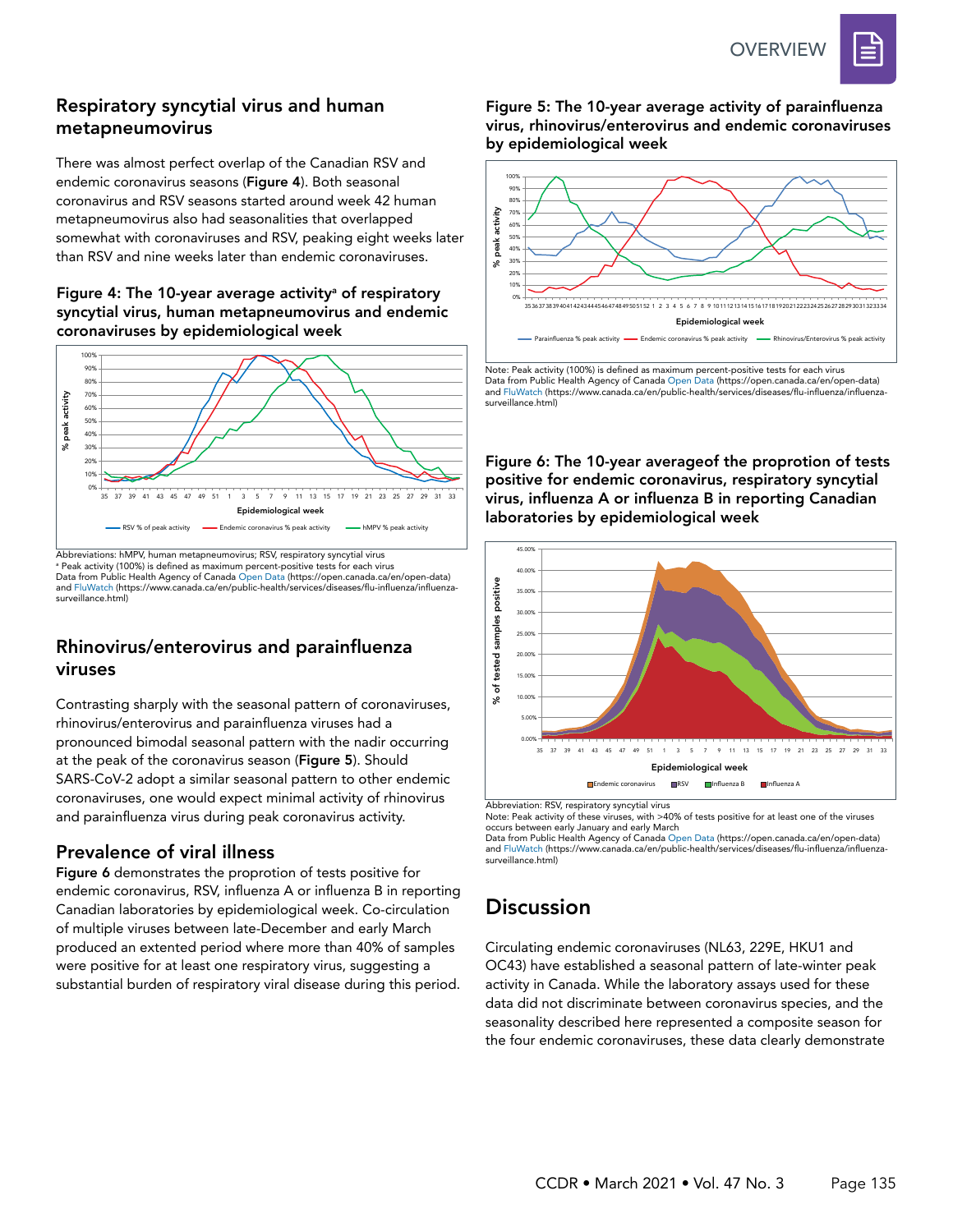## Respiratory syncytial virus and human metapneumovirus

There was almost perfect overlap of the Canadian RSV and endemic coronavirus seasons (**Figure 4**). Both seasonal coronavirus and RSV seasons started around week 42 human metapneumovirus also had seasonalities that overlapped somewhat with coronaviruses and RSV, peaking eight weeks later than RSV and nine weeks later than endemic coronaviruses.

**Figure 4: The 10-year average activity[a] of respiratory syncytial virus, human metapneumovirus and endemic coronaviruses by epidemiological week**

Abbreviations: hMPV, human metapneumovirus; RSV, respiratory syncytial virus
[a] Peak activity (100%) is defined as maximum percent-positive tests for each virus
Data from Public Health Agency of Canada Open Data (https://open.canada.ca/en/open-data) and FluWatch (https://www.canada.ca/en/public-health/services/diseases/flu-influenza/influenza-surveillance.html)

## Rhinovirus/enterovirus and parainfluenza viruses

Contrasting sharply with the seasonal pattern of coronaviruses, rhinovirus/enterovirus and parainfluenza viruses had a pronounced bimodal seasonal pattern with the nadir occurring at the peak of the coronavirus season (**Figure 5**). Should SARS-CoV-2 adopt a similar seasonal pattern to other endemic coronaviruses, one would expect minimal activity of rhinovirus and parainfluenza virus during peak coronavirus activity.

## Prevalence of viral illness

**Figure 6** demonstrates the proprotion of tests positive for endemic coronavirus, RSV, influenza A or influenza B in reporting Canadian laboratories by epidemiological week. Co-circulation of multiple viruses between late-December and early March produced an extented period where more than 40% of samples were positive for at least one respiratory virus, suggesting a substantial burden of respiratory viral disease during this period.

**Figure 5: The 10-year average activity of parainfluenza virus, rhinovirus/enterovirus and endemic coronaviruses by epidemiological week**

Note: Peak activity (100%) is defined as maximum percent-positive tests for each virus
Data from Public Health Agency of Canada Open Data (https://open.canada.ca/en/open-data) and FluWatch (https://www.canada.ca/en/public-health/services/diseases/flu-influenza/influenza-surveillance.html)

**Figure 6: The 10-year averageof the proprotion of tests positive for endemic coronavirus, respiratory syncytial virus, influenza A or influenza B in reporting Canadian laboratories by epidemiological week**

Abbreviation: RSV, respiratory syncytial virus
Note: Peak activity of these viruses, with >40% of tests positive for at least one of the viruses occurs between early January and early March
Data from Public Health Agency of Canada Open Data (https://open.canada.ca/en/open-data) and FluWatch (https://www.canada.ca/en/public-health/services/diseases/flu-influenza/influenza-surveillance.html)

# Discussion

Circulating endemic coronaviruses (NL63, 229E, HKU1 and OC43) have established a seasonal pattern of late-winter peak activity in Canada. While the laboratory assays used for these data did not discriminate between coronavirus species, and the seasonality described here represented a composite season for the four endemic coronaviruses, these data clearly demonstrate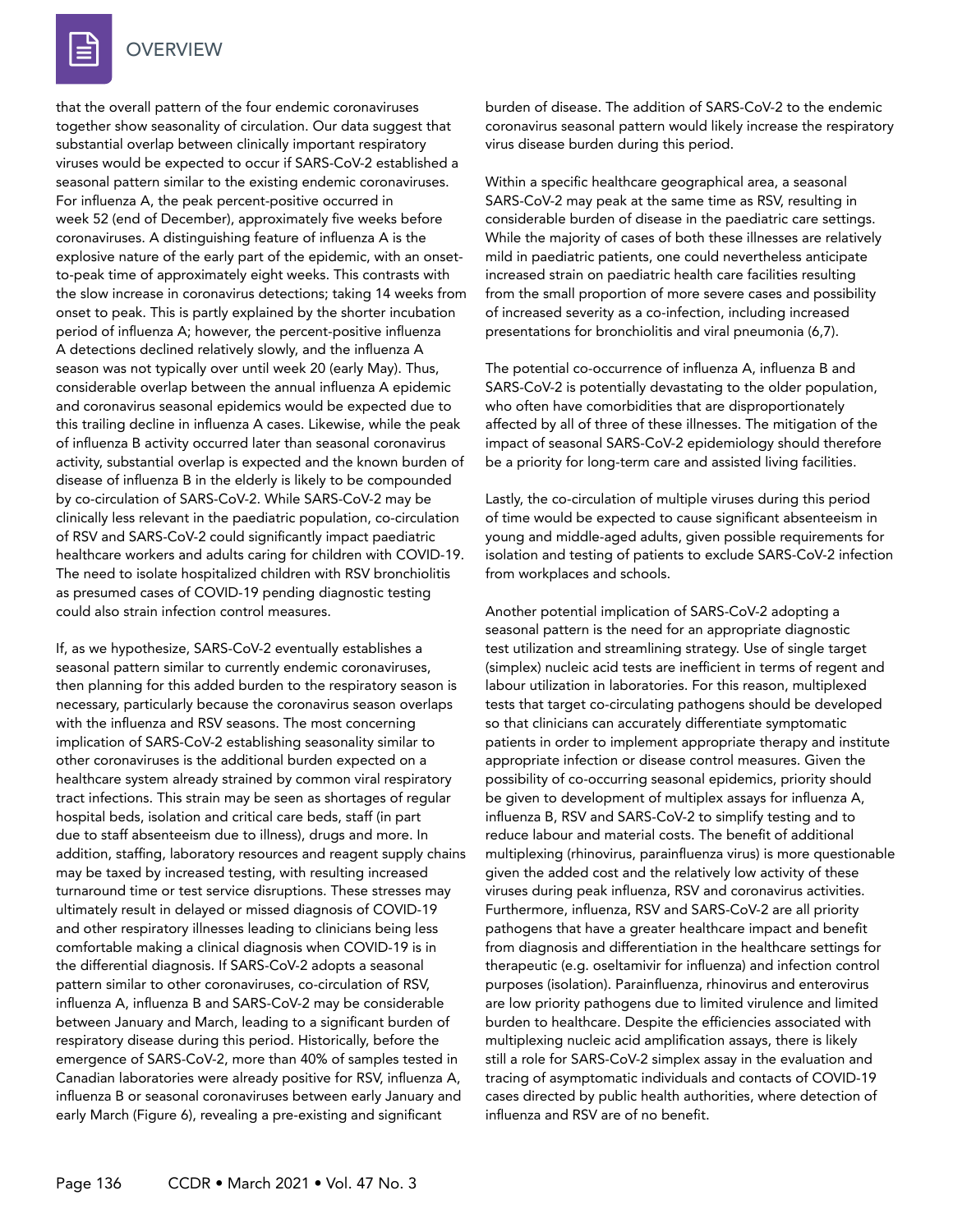that the overall pattern of the four endemic coronaviruses together show seasonality of circulation. Our data suggest that substantial overlap between clinically important respiratory viruses would be expected to occur if SARS-CoV-2 established a seasonal pattern similar to the existing endemic coronaviruses. For influenza A, the peak percent-positive occurred in week 52 (end of December), approximately five weeks before coronaviruses. A distinguishing feature of influenza A is the explosive nature of the early part of the epidemic, with an onset-to-peak time of approximately eight weeks. This contrasts with the slow increase in coronavirus detections; taking 14 weeks from onset to peak. This is partly explained by the shorter incubation period of influenza A; however, the percent-positive influenza A detections declined relatively slowly, and the influenza A season was not typically over until week 20 (early May). Thus, considerable overlap between the annual influenza A epidemic and coronavirus seasonal epidemics would be expected due to this trailing decline in influenza A cases. Likewise, while the peak of influenza B activity occurred later than seasonal coronavirus activity, substantial overlap is expected and the known burden of disease of influenza B in the elderly is likely to be compounded by co-circulation of SARS-CoV-2. While SARS-CoV-2 may be clinically less relevant in the paediatric population, co-circulation of RSV and SARS-CoV-2 could significantly impact paediatric healthcare workers and adults caring for children with COVID-19. The need to isolate hospitalized children with RSV bronchiolitis as presumed cases of COVID-19 pending diagnostic testing could also strain infection control measures.

If, as we hypothesize, SARS-CoV-2 eventually establishes a seasonal pattern similar to currently endemic coronaviruses, then planning for this added burden to the respiratory season is necessary, particularly because the coronavirus season overlaps with the influenza and RSV seasons. The most concerning implication of SARS-CoV-2 establishing seasonality similar to other coronaviruses is the additional burden expected on a healthcare system already strained by common viral respiratory tract infections. This strain may be seen as shortages of regular hospital beds, isolation and critical care beds, staff (in part due to staff absenteeism due to illness), drugs and more. In addition, staffing, laboratory resources and reagent supply chains may be taxed by increased testing, with resulting increased turnaround time or test service disruptions. These stresses may ultimately result in delayed or missed diagnosis of COVID-19 and other respiratory illnesses leading to clinicians being less comfortable making a clinical diagnosis when COVID-19 is in the differential diagnosis. If SARS-CoV-2 adopts a seasonal pattern similar to other coronaviruses, co-circulation of RSV, influenza A, influenza B and SARS-CoV-2 may be considerable between January and March, leading to a significant burden of respiratory disease during this period. Historically, before the emergence of SARS-CoV-2, more than 40% of samples tested in Canadian laboratories were already positive for RSV, influenza A, influenza B or seasonal coronaviruses between early January and early March (Figure 6), revealing a pre-existing and significant burden of disease. The addition of SARS-CoV-2 to the endemic coronavirus seasonal pattern would likely increase the respiratory virus disease burden during this period.

Within a specific healthcare geographical area, a seasonal SARS-CoV-2 may peak at the same time as RSV, resulting in considerable burden of disease in the paediatric care settings. While the majority of cases of both these illnesses are relatively mild in paediatric patients, one could nevertheless anticipate increased strain on paediatric health care facilities resulting from the small proportion of more severe cases and possibility of increased severity as a co-infection, including increased presentations for bronchiolitis and viral pneumonia (6,7).

The potential co-occurrence of influenza A, influenza B and SARS-CoV-2 is potentially devastating to the older population, who often have comorbidities that are disproportionately affected by all of three of these illnesses. The mitigation of the impact of seasonal SARS-CoV-2 epidemiology should therefore be a priority for long-term care and assisted living facilities.

Lastly, the co-circulation of multiple viruses during this period of time would be expected to cause significant absenteeism in young and middle-aged adults, given possible requirements for isolation and testing of patients to exclude SARS-CoV-2 infection from workplaces and schools.

Another potential implication of SARS-CoV-2 adopting a seasonal pattern is the need for an appropriate diagnostic test utilization and streamlining strategy. Use of single target (simplex) nucleic acid tests are inefficient in terms of regent and labour utilization in laboratories. For this reason, multiplexed tests that target co-circulating pathogens should be developed so that clinicians can accurately differentiate symptomatic patients in order to implement appropriate therapy and institute appropriate infection or disease control measures. Given the possibility of co-occurring seasonal epidemics, priority should be given to development of multiplex assays for influenza A, influenza B, RSV and SARS-CoV-2 to simplify testing and to reduce labour and material costs. The benefit of additional multiplexing (rhinovirus, parainfluenza virus) is more questionable given the added cost and the relatively low activity of these viruses during peak influenza, RSV and coronavirus activities. Furthermore, influenza, RSV and SARS-CoV-2 are all priority pathogens that have a greater healthcare impact and benefit from diagnosis and differentiation in the healthcare settings for therapeutic (e.g. oseltamivir for influenza) and infection control purposes (isolation). Parainfluenza, rhinovirus and enterovirus are low priority pathogens due to limited virulence and limited burden to healthcare. Despite the efficiencies associated with multiplexing nucleic acid amplification assays, there is likely still a role for SARS-CoV-2 simplex assay in the evaluation and tracing of asymptomatic individuals and contacts of COVID-19 cases directed by public health authorities, where detection of influenza and RSV are of no benefit.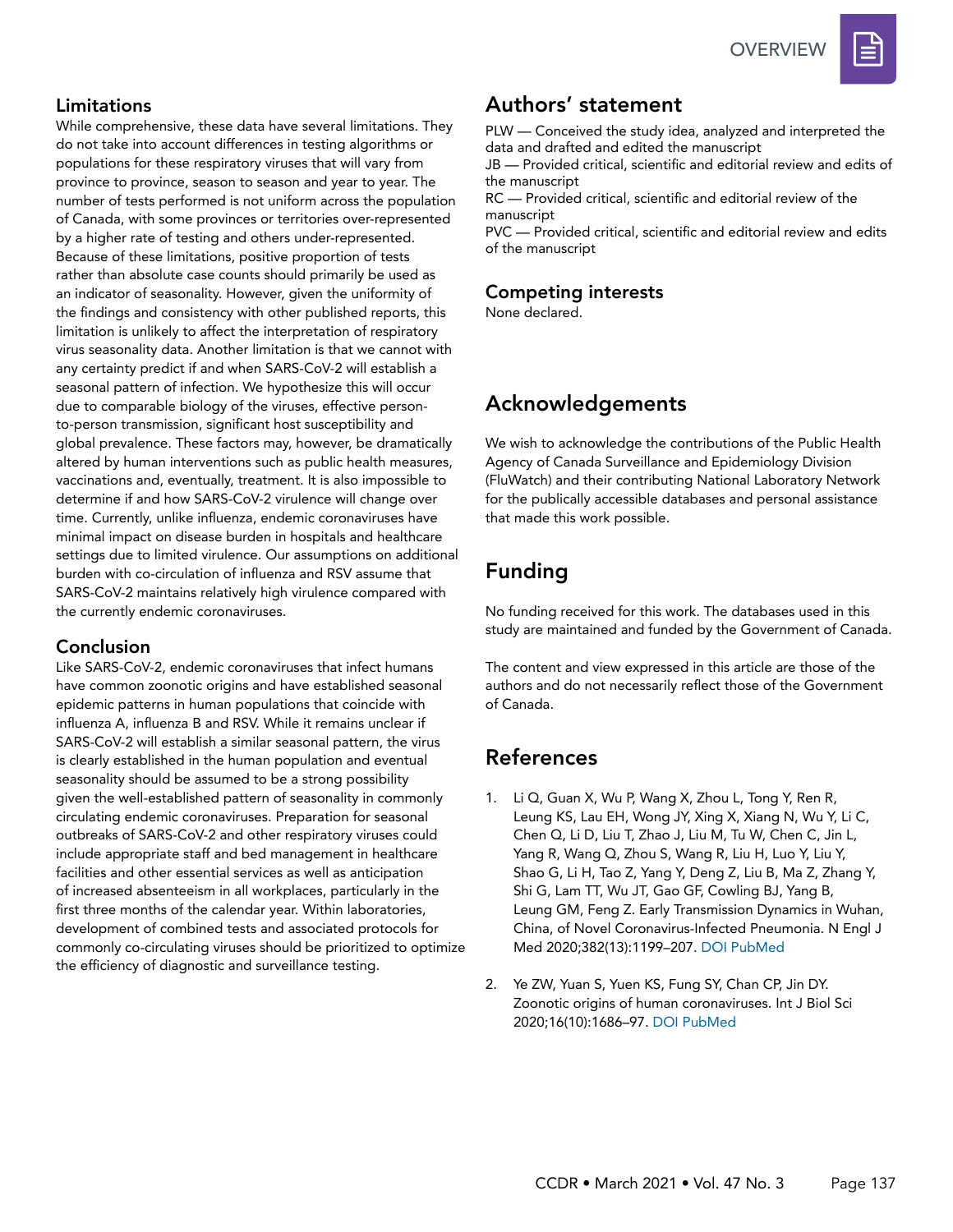### Limitations

While comprehensive, these data have several limitations. They do not take into account differences in testing algorithms or populations for these respiratory viruses that will vary from province to province, season to season and year to year. The number of tests performed is not uniform across the population of Canada, with some provinces or territories over-represented by a higher rate of testing and others under-represented. Because of these limitations, positive proportion of tests rather than absolute case counts should primarily be used as an indicator of seasonality. However, given the uniformity of the findings and consistency with other published reports, this limitation is unlikely to affect the interpretation of respiratory virus seasonality data. Another limitation is that we cannot with any certainty predict if and when SARS-CoV-2 will establish a seasonal pattern of infection. We hypothesize this will occur due to comparable biology of the viruses, effective person-to-person transmission, significant host susceptibility and global prevalence. These factors may, however, be dramatically altered by human interventions such as public health measures, vaccinations and, eventually, treatment. It is also impossible to determine if and how SARS-CoV-2 virulence will change over time. Currently, unlike influenza, endemic coronaviruses have minimal impact on disease burden in hospitals and healthcare settings due to limited virulence. Our assumptions on additional burden with co-circulation of influenza and RSV assume that SARS-CoV-2 maintains relatively high virulence compared with the currently endemic coronaviruses.

### Conclusion

Like SARS-CoV-2, endemic coronaviruses that infect humans have common zoonotic origins and have established seasonal epidemic patterns in human populations that coincide with influenza A, influenza B and RSV. While it remains unclear if SARS-CoV-2 will establish a similar seasonal pattern, the virus is clearly established in the human population and eventual seasonality should be assumed to be a strong possibility given the well-established pattern of seasonality in commonly circulating endemic coronaviruses. Preparation for seasonal outbreaks of SARS-CoV-2 and other respiratory viruses could include appropriate staff and bed management in healthcare facilities and other essential services as well as anticipation of increased absenteeism in all workplaces, particularly in the first three months of the calendar year. Within laboratories, development of combined tests and associated protocols for commonly co-circulating viruses should be prioritized to optimize the efficiency of diagnostic and surveillance testing.

## Authors' statement

PLW — Conceived the study idea, analyzed and interpreted the data and drafted and edited the manuscript
JB — Provided critical, scientific and editorial review and edits of the manuscript
RC — Provided critical, scientific and editorial review of the manuscript
PVC — Provided critical, scientific and editorial review and edits of the manuscript

## Competing interests

None declared.

## Acknowledgements

We wish to acknowledge the contributions of the Public Health Agency of Canada Surveillance and Epidemiology Division (FluWatch) and their contributing National Laboratory Network for the publically accessible databases and personal assistance that made this work possible.

## Funding

No funding received for this work. The databases used in this study are maintained and funded by the Government of Canada.

The content and view expressed in this article are those of the authors and do not necessarily reflect those of the Government of Canada.

## References

1. Li Q, Guan X, Wu P, Wang X, Zhou L, Tong Y, Ren R, Leung KS, Lau EH, Wong JY, Xing X, Xiang N, Wu Y, Li C, Chen Q, Li D, Liu T, Zhao J, Liu M, Tu W, Chen C, Jin L, Yang R, Wang Q, Zhou S, Wang R, Liu H, Luo Y, Liu Y, Shao G, Li H, Tao Z, Yang Y, Deng Z, Liu B, Ma Z, Zhang Y, Shi G, Lam TT, Wu JT, Gao GF, Cowling BJ, Yang B, Leung GM, Feng Z. Early Transmission Dynamics in Wuhan, China, of Novel Coronavirus-Infected Pneumonia. N Engl J Med 2020;382(13):1199–207. DOI PubMed

2. Ye ZW, Yuan S, Yuen KS, Fung SY, Chan CP, Jin DY. Zoonotic origins of human coronaviruses. Int J Biol Sci 2020;16(10):1686–97. DOI PubMed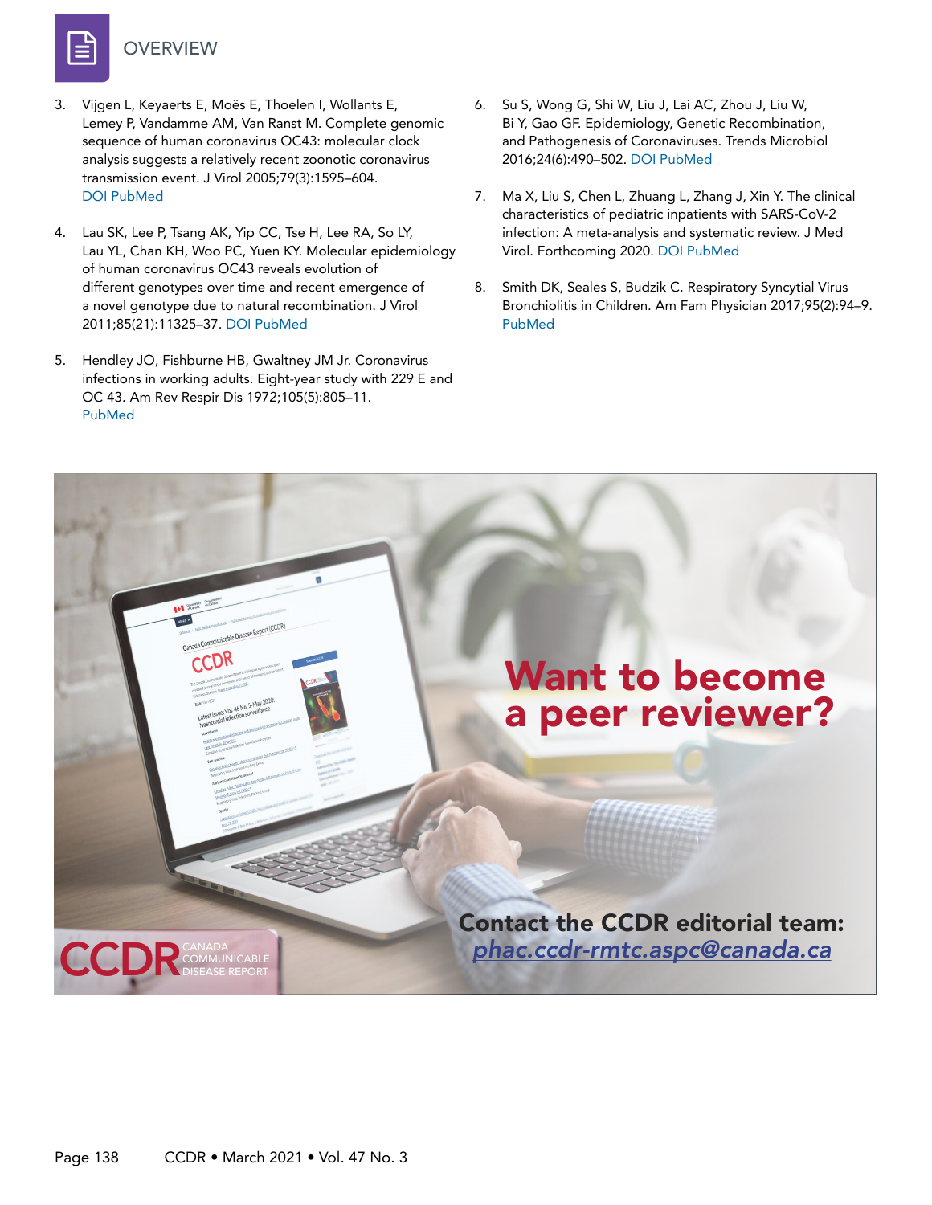3. Vijgen L, Keyaerts E, Moës E, Thoelen I, Wollants E, Lemey P, Vandamme AM, Van Ranst M. Complete genomic sequence of human coronavirus OC43: molecular clock analysis suggests a relatively recent zoonotic coronavirus transmission event. J Virol 2005;79(3):1595–604. DOI PubMed

4. Lau SK, Lee P, Tsang AK, Yip CC, Tse H, Lee RA, So LY, Lau YL, Chan KH, Woo PC, Yuen KY. Molecular epidemiology of human coronavirus OC43 reveals evolution of different genotypes over time and recent emergence of a novel genotype due to natural recombination. J Virol 2011;85(21):11325–37. DOI PubMed

5. Hendley JO, Fishburne HB, Gwaltney JM Jr. Coronavirus infections in working adults. Eight-year study with 229 E and OC 43. Am Rev Respir Dis 1972;105(5):805–11. PubMed

6. Su S, Wong G, Shi W, Liu J, Lai AC, Zhou J, Liu W, Bi Y, Gao GF. Epidemiology, Genetic Recombination, and Pathogenesis of Coronaviruses. Trends Microbiol 2016;24(6):490–502. DOI PubMed

7. Ma X, Liu S, Chen L, Zhuang L, Zhang J, Xin Y. The clinical characteristics of pediatric inpatients with SARS-CoV-2 infection: A meta-analysis and systematic review. J Med Virol. Forthcoming 2020. DOI PubMed

8. Smith DK, Seales S, Budzik C. Respiratory Syncytial Virus Bronchiolitis in Children. Am Fam Physician 2017;95(2):94–9. PubMed

**Want to become a peer reviewer?**

**Contact the CCDR editorial team:**
phac.ccdr-rmtc.aspc@canada.ca

CCDR CANADA COMMUNICABLE DISEASE REPORT